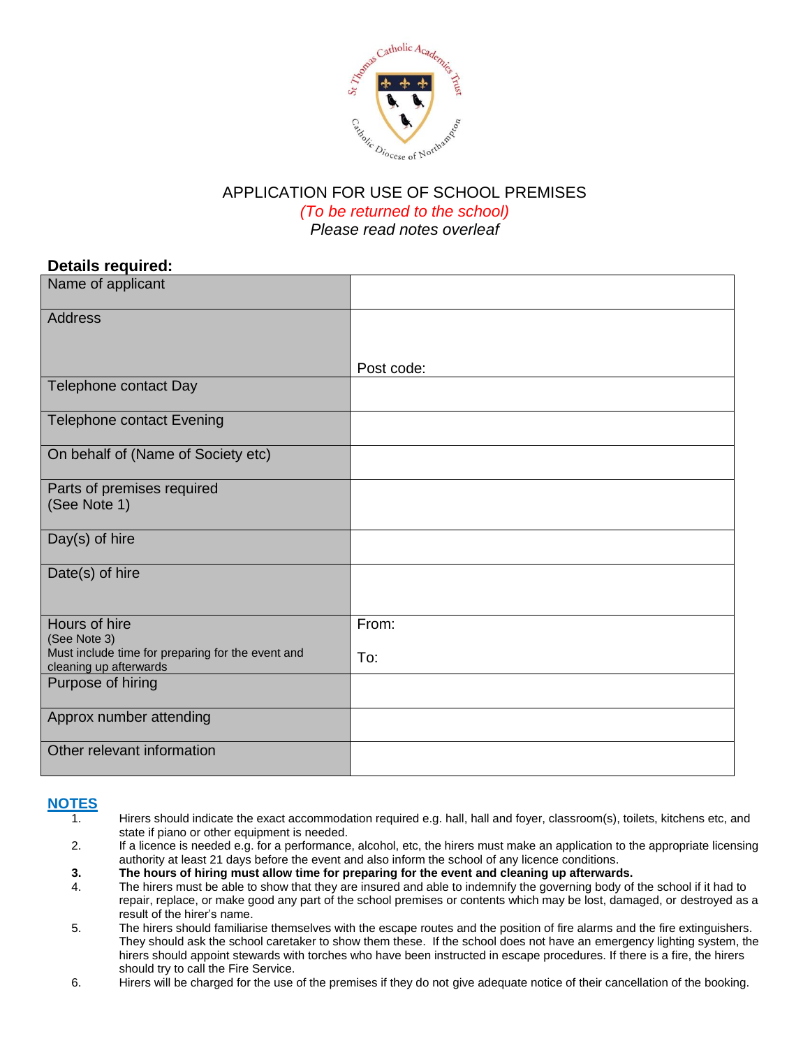# APPLICATION FOR USE OF SCHOOL PREMISES

*(To be returned to the school)*

*Please read notes overleaf*

**Details required:**

| | |
|---|---|
| Name of applicant | |
| Address | Post code: |
| Telephone contact Day | |
| Telephone contact Evening | |
| On behalf of (Name of Society etc) | |
| Parts of premises required (See Note 1) | |
| Day(s) of hire | |
| Date(s) of hire | |
| Hours of hire (See Note 3) Must include time for preparing for the event and cleaning up afterwards | From: To: |
| Purpose of hiring | |
| Approx number attending | |
| Other relevant information | |

## NOTES

1. Hirers should indicate the exact accommodation required e.g. hall, hall and foyer, classroom(s), toilets, kitchens etc, and state if piano or other equipment is needed.
2. If a licence is needed e.g. for a performance, alcohol, etc, the hirers must make an application to the appropriate licensing authority at least 21 days before the event and also inform the school of any licence conditions.
3. **The hours of hiring must allow time for preparing for the event and cleaning up afterwards.**
4. The hirers must be able to show that they are insured and able to indemnify the governing body of the school if it had to repair, replace, or make good any part of the school premises or contents which may be lost, damaged, or destroyed as a result of the hirer's name.
5. The hirers should familiarise themselves with the escape routes and the position of fire alarms and the fire extinguishers. They should ask the school caretaker to show them these. If the school does not have an emergency lighting system, the hirers should appoint stewards with torches who have been instructed in escape procedures. If there is a fire, the hirers should try to call the Fire Service.
6. Hirers will be charged for the use of the premises if they do not give adequate notice of their cancellation of the booking.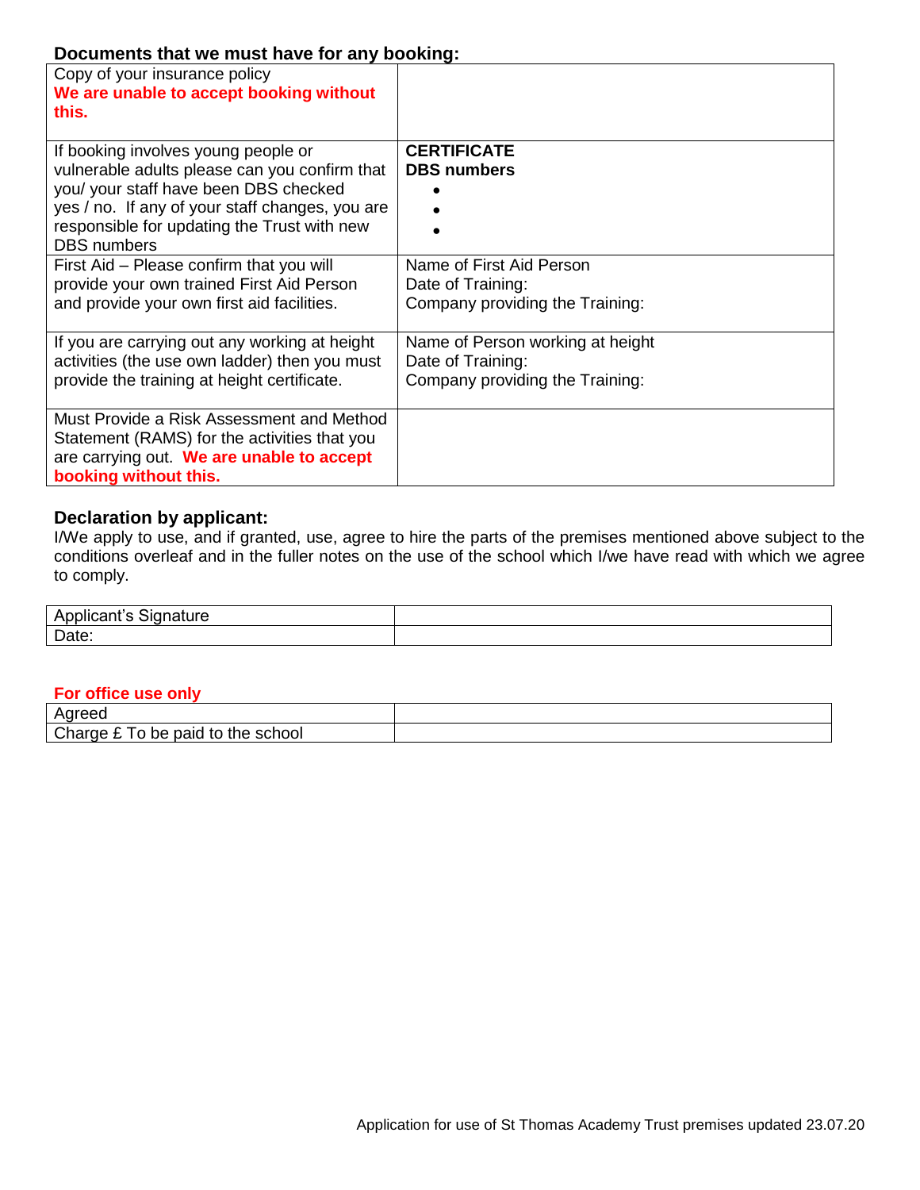### Documents that we must have for any booking:

| | |
|---|---|
| Copy of your insurance policy<br>**We are unable to accept booking without this.** | |
| If booking involves young people or vulnerable adults please can you confirm that you/ your staff have been DBS checked yes / no. If any of your staff changes, you are responsible for updating the Trust with new DBS numbers | **CERTIFICATE DBS numbers**<br>•<br>•<br>• |
| First Aid – Please confirm that you will provide your own trained First Aid Person and provide your own first aid facilities. | Name of First Aid Person<br>Date of Training:<br>Company providing the Training: |
| If you are carrying out any working at height activities (the use own ladder) then you must provide the training at height certificate. | Name of Person working at height<br>Date of Training:<br>Company providing the Training: |
| Must Provide a Risk Assessment and Method Statement (RAMS) for the activities that you are carrying out. **We are unable to accept booking without this.** | |

### Declaration by applicant:

I/We apply to use, and if granted, use, agree to hire the parts of the premises mentioned above subject to the conditions overleaf and in the fuller notes on the use of the school which I/we have read with which we agree to comply.

| | |
|---|---|
| Applicant's Signature | |
| Date: | |

**For office use only**

| | |
|---|---|
| Agreed | |
| Charge £ To be paid to the school | |

Application for use of St Thomas Academy Trust premises updated 23.07.20